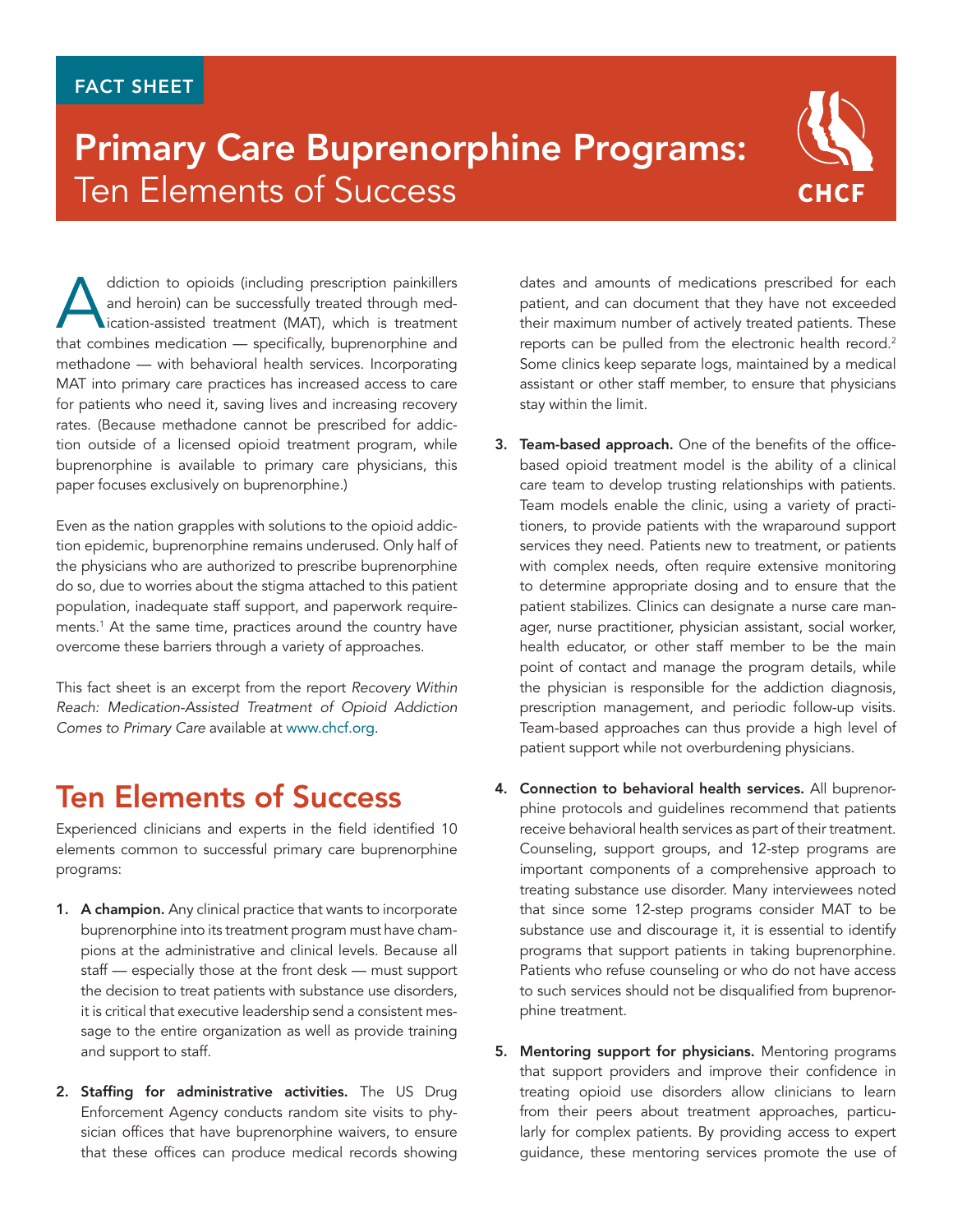FACT SHEET

# Primary Care Buprenorphine Programs: Ten Elements of Success

Addiction to opioids (including prescription painkillers and heroin) can be successfully treated through medication-assisted treatment (MAT), which is treatment that combines medication — specifically, buprenorphine and methadone — with behavioral health services. Incorporating MAT into primary care practices has increased access to care for patients who need it, saving lives and increasing recovery rates. (Because methadone cannot be prescribed for addiction outside of a licensed opioid treatment program, while buprenorphine is available to primary care physicians, this paper focuses exclusively on buprenorphine.)

Even as the nation grapples with solutions to the opioid addiction epidemic, buprenorphine remains underused. Only half of the physicians who are authorized to prescribe buprenorphine do so, due to worries about the stigma attached to this patient population, inadequate staff support, and paperwork requirements.[1] At the same time, practices around the country have overcome these barriers through a variety of approaches.

This fact sheet is an excerpt from the report *Recovery Within Reach: Medication-Assisted Treatment of Opioid Addiction Comes to Primary Care* available at www.chcf.org.

## Ten Elements of Success

Experienced clinicians and experts in the field identified 10 elements common to successful primary care buprenorphine programs:

1. **A champion.** Any clinical practice that wants to incorporate buprenorphine into its treatment program must have champions at the administrative and clinical levels. Because all staff — especially those at the front desk — must support the decision to treat patients with substance use disorders, it is critical that executive leadership send a consistent message to the entire organization as well as provide training and support to staff.

2. **Staffing for administrative activities.** The US Drug Enforcement Agency conducts random site visits to physician offices that have buprenorphine waivers, to ensure that these offices can produce medical records showing dates and amounts of medications prescribed for each patient, and can document that they have not exceeded their maximum number of actively treated patients. These reports can be pulled from the electronic health record.[2] Some clinics keep separate logs, maintained by a medical assistant or other staff member, to ensure that physicians stay within the limit.

3. **Team-based approach.** One of the benefits of the office-based opioid treatment model is the ability of a clinical care team to develop trusting relationships with patients. Team models enable the clinic, using a variety of practitioners, to provide patients with the wraparound support services they need. Patients new to treatment, or patients with complex needs, often require extensive monitoring to determine appropriate dosing and to ensure that the patient stabilizes. Clinics can designate a nurse care manager, nurse practitioner, physician assistant, social worker, health educator, or other staff member to be the main point of contact and manage the program details, while the physician is responsible for the addiction diagnosis, prescription management, and periodic follow-up visits. Team-based approaches can thus provide a high level of patient support while not overburdening physicians.

4. **Connection to behavioral health services.** All buprenorphine protocols and guidelines recommend that patients receive behavioral health services as part of their treatment. Counseling, support groups, and 12-step programs are important components of a comprehensive approach to treating substance use disorder. Many interviewees noted that since some 12-step programs consider MAT to be substance use and discourage it, it is essential to identify programs that support patients in taking buprenorphine. Patients who refuse counseling or who do not have access to such services should not be disqualified from buprenorphine treatment.

5. **Mentoring support for physicians.** Mentoring programs that support providers and improve their confidence in treating opioid use disorders allow clinicians to learn from their peers about treatment approaches, particularly for complex patients. By providing access to expert guidance, these mentoring services promote the use of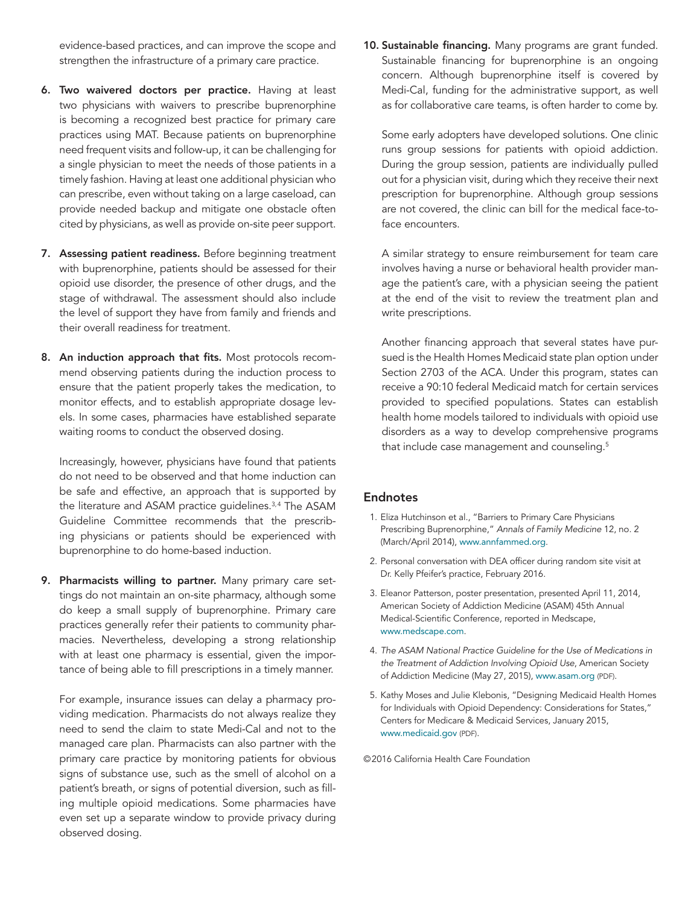evidence-based practices, and can improve the scope and strengthen the infrastructure of a primary care practice.

6. **Two waivered doctors per practice.** Having at least two physicians with waivers to prescribe buprenorphine is becoming a recognized best practice for primary care practices using MAT. Because patients on buprenorphine need frequent visits and follow-up, it can be challenging for a single physician to meet the needs of those patients in a timely fashion. Having at least one additional physician who can prescribe, even without taking on a large caseload, can provide needed backup and mitigate one obstacle often cited by physicians, as well as provide on-site peer support.

7. **Assessing patient readiness.** Before beginning treatment with buprenorphine, patients should be assessed for their opioid use disorder, the presence of other drugs, and the stage of withdrawal. The assessment should also include the level of support they have from family and friends and their overall readiness for treatment.

8. **An induction approach that fits.** Most protocols recommend observing patients during the induction process to ensure that the patient properly takes the medication, to monitor effects, and to establish appropriate dosage levels. In some cases, pharmacies have established separate waiting rooms to conduct the observed dosing.

   Increasingly, however, physicians have found that patients do not need to be observed and that home induction can be safe and effective, an approach that is supported by the literature and ASAM practice guidelines.[3,4] The ASAM Guideline Committee recommends that the prescribing physicians or patients should be experienced with buprenorphine to do home-based induction.

9. **Pharmacists willing to partner.** Many primary care settings do not maintain an on-site pharmacy, although some do keep a small supply of buprenorphine. Primary care practices generally refer their patients to community pharmacies. Nevertheless, developing a strong relationship with at least one pharmacy is essential, given the importance of being able to fill prescriptions in a timely manner.

   For example, insurance issues can delay a pharmacy providing medication. Pharmacists do not always realize they need to send the claim to state Medi-Cal and not to the managed care plan. Pharmacists can also partner with the primary care practice by monitoring patients for obvious signs of substance use, such as the smell of alcohol on a patient's breath, or signs of potential diversion, such as filling multiple opioid medications. Some pharmacies have even set up a separate window to provide privacy during observed dosing.

10. **Sustainable financing.** Many programs are grant funded. Sustainable financing for buprenorphine is an ongoing concern. Although buprenorphine itself is covered by Medi-Cal, funding for the administrative support, as well as for collaborative care teams, is often harder to come by.

    Some early adopters have developed solutions. One clinic runs group sessions for patients with opioid addiction. During the group session, patients are individually pulled out for a physician visit, during which they receive their next prescription for buprenorphine. Although group sessions are not covered, the clinic can bill for the medical face-to-face encounters.

    A similar strategy to ensure reimbursement for team care involves having a nurse or behavioral health provider manage the patient's care, with a physician seeing the patient at the end of the visit to review the treatment plan and write prescriptions.

    Another financing approach that several states have pursued is the Health Homes Medicaid state plan option under Section 2703 of the ACA. Under this program, states can receive a 90:10 federal Medicaid match for certain services provided to specified populations. States can establish health home models tailored to individuals with opioid use disorders as a way to develop comprehensive programs that include case management and counseling.[5]

## Endnotes

1. Eliza Hutchinson et al., "Barriers to Primary Care Physicians Prescribing Buprenorphine," *Annals of Family Medicine* 12, no. 2 (March/April 2014), www.annfammed.org.
2. Personal conversation with DEA officer during random site visit at Dr. Kelly Pfeifer's practice, February 2016.
3. Eleanor Patterson, poster presentation, presented April 11, 2014, American Society of Addiction Medicine (ASAM) 45th Annual Medical-Scientific Conference, reported in Medscape, www.medscape.com.
4. *The ASAM National Practice Guideline for the Use of Medications in the Treatment of Addiction Involving Opioid Use*, American Society of Addiction Medicine (May 27, 2015), www.asam.org (PDF).
5. Kathy Moses and Julie Klebonis, "Designing Medicaid Health Homes for Individuals with Opioid Dependency: Considerations for States," Centers for Medicare & Medicaid Services, January 2015, www.medicaid.gov (PDF).

©2016 California Health Care Foundation